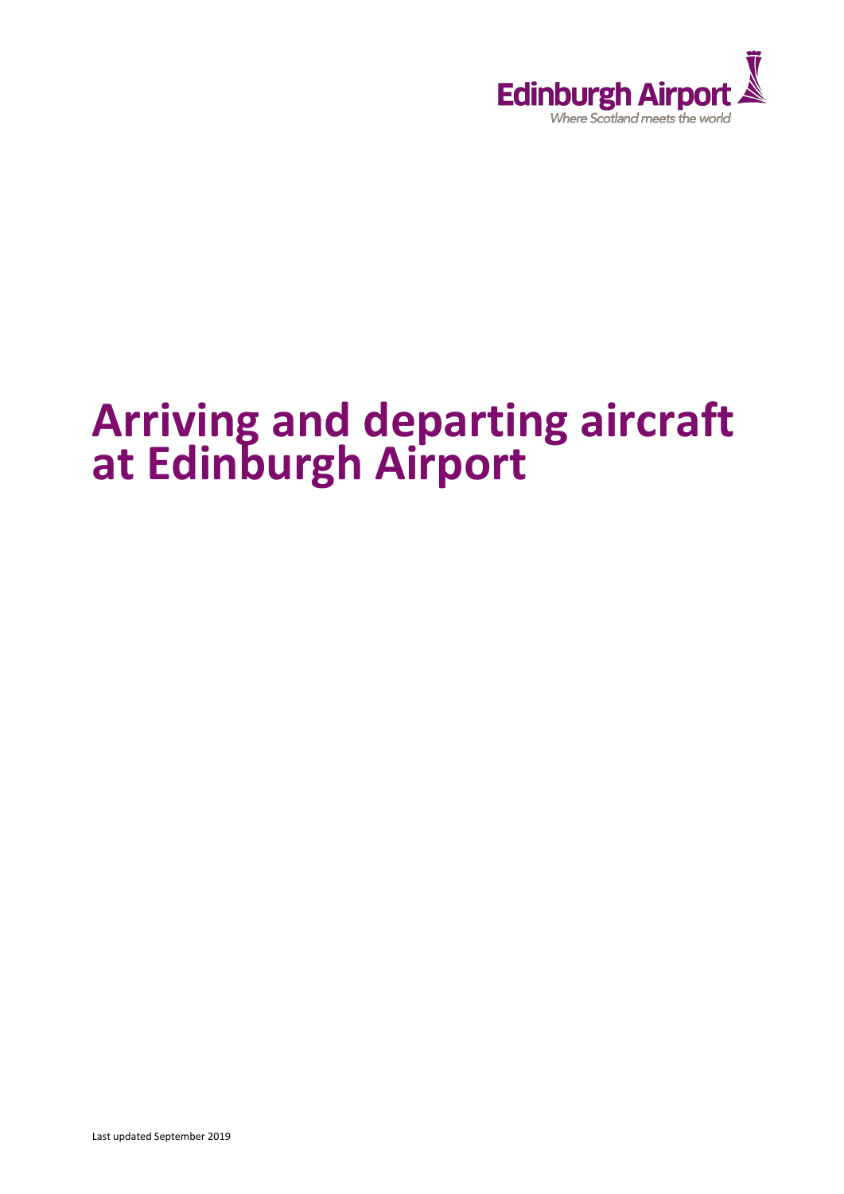Edinburgh Airport

Where Scotland meets the world

# Arriving and departing aircraft at Edinburgh Airport

Last updated September 2019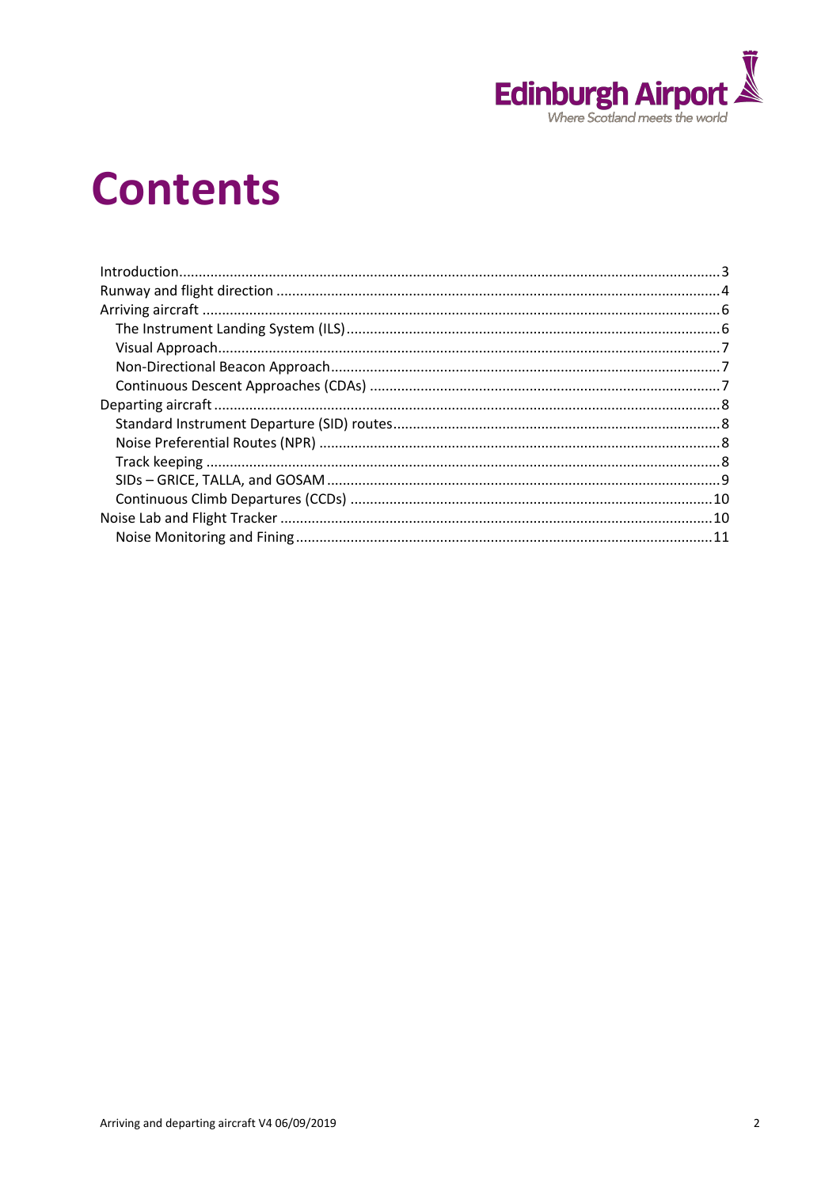# Contents

- Introduction ... 3
- Runway and flight direction ... 4
- Arriving aircraft ... 6
  - The Instrument Landing System (ILS) ... 6
  - Visual Approach ... 7
  - Non-Directional Beacon Approach ... 7
  - Continuous Descent Approaches (CDAs) ... 7
- Departing aircraft ... 8
  - Standard Instrument Departure (SID) routes ... 8
  - Noise Preferential Routes (NPR) ... 8
  - Track keeping ... 8
  - SIDs – GRICE, TALLA, and GOSAM ... 9
  - Continuous Climb Departures (CCDs) ... 10
- Noise Lab and Flight Tracker ... 10
  - Noise Monitoring and Fining ... 11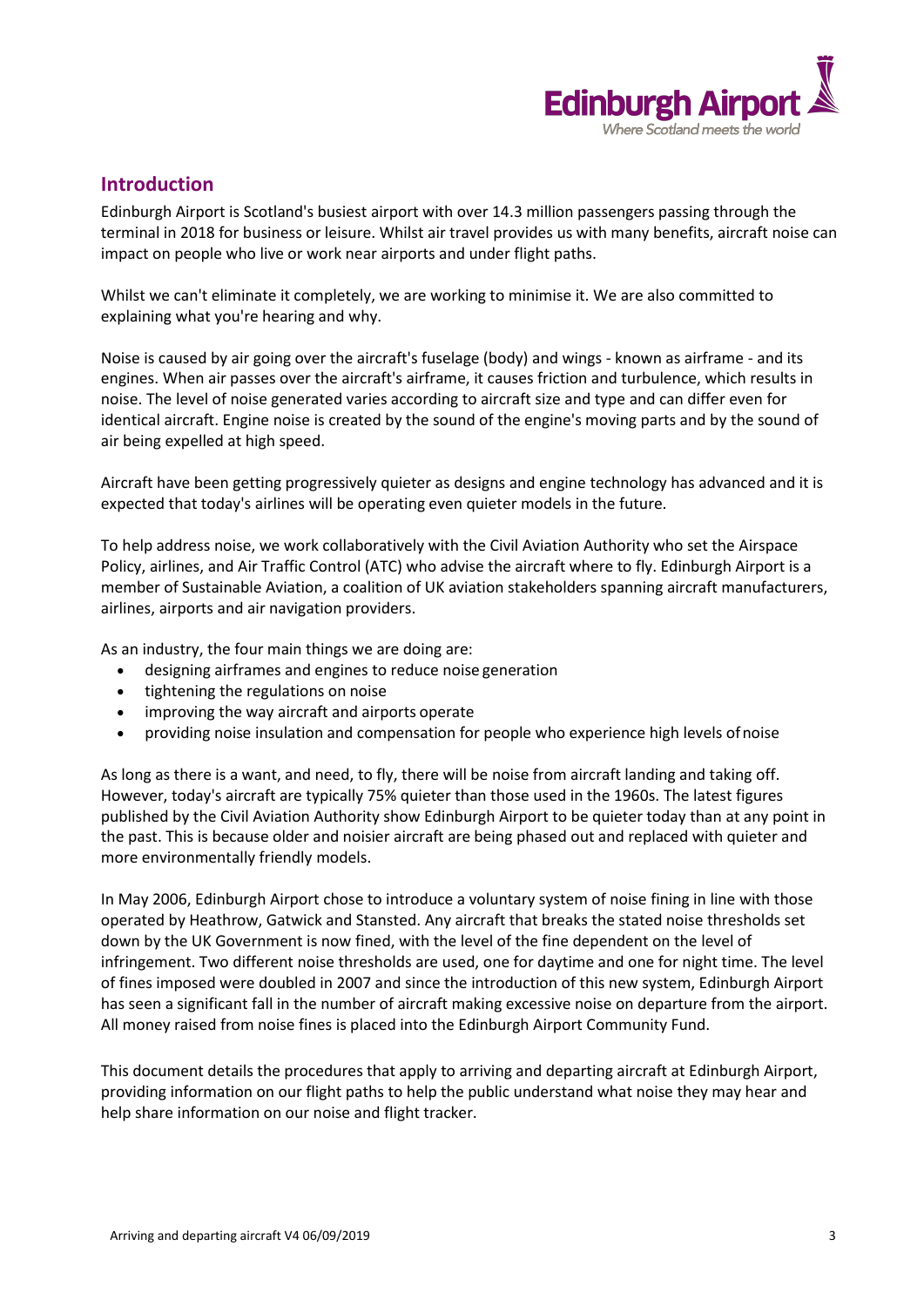## Introduction

Edinburgh Airport is Scotland's busiest airport with over 14.3 million passengers passing through the terminal in 2018 for business or leisure. Whilst air travel provides us with many benefits, aircraft noise can impact on people who live or work near airports and under flight paths.

Whilst we can't eliminate it completely, we are working to minimise it. We are also committed to explaining what you're hearing and why.

Noise is caused by air going over the aircraft's fuselage (body) and wings - known as airframe - and its engines. When air passes over the aircraft's airframe, it causes friction and turbulence, which results in noise. The level of noise generated varies according to aircraft size and type and can differ even for identical aircraft. Engine noise is created by the sound of the engine's moving parts and by the sound of air being expelled at high speed.

Aircraft have been getting progressively quieter as designs and engine technology has advanced and it is expected that today's airlines will be operating even quieter models in the future.

To help address noise, we work collaboratively with the Civil Aviation Authority who set the Airspace Policy, airlines, and Air Traffic Control (ATC) who advise the aircraft where to fly. Edinburgh Airport is a member of Sustainable Aviation, a coalition of UK aviation stakeholders spanning aircraft manufacturers, airlines, airports and air navigation providers.

As an industry, the four main things we are doing are:

- designing airframes and engines to reduce noise generation
- tightening the regulations on noise
- improving the way aircraft and airports operate
- providing noise insulation and compensation for people who experience high levels of noise

As long as there is a want, and need, to fly, there will be noise from aircraft landing and taking off. However, today's aircraft are typically 75% quieter than those used in the 1960s. The latest figures published by the Civil Aviation Authority show Edinburgh Airport to be quieter today than at any point in the past. This is because older and noisier aircraft are being phased out and replaced with quieter and more environmentally friendly models.

In May 2006, Edinburgh Airport chose to introduce a voluntary system of noise fining in line with those operated by Heathrow, Gatwick and Stansted. Any aircraft that breaks the stated noise thresholds set down by the UK Government is now fined, with the level of the fine dependent on the level of infringement. Two different noise thresholds are used, one for daytime and one for night time. The level of fines imposed were doubled in 2007 and since the introduction of this new system, Edinburgh Airport has seen a significant fall in the number of aircraft making excessive noise on departure from the airport. All money raised from noise fines is placed into the Edinburgh Airport Community Fund.

This document details the procedures that apply to arriving and departing aircraft at Edinburgh Airport, providing information on our flight paths to help the public understand what noise they may hear and help share information on our noise and flight tracker.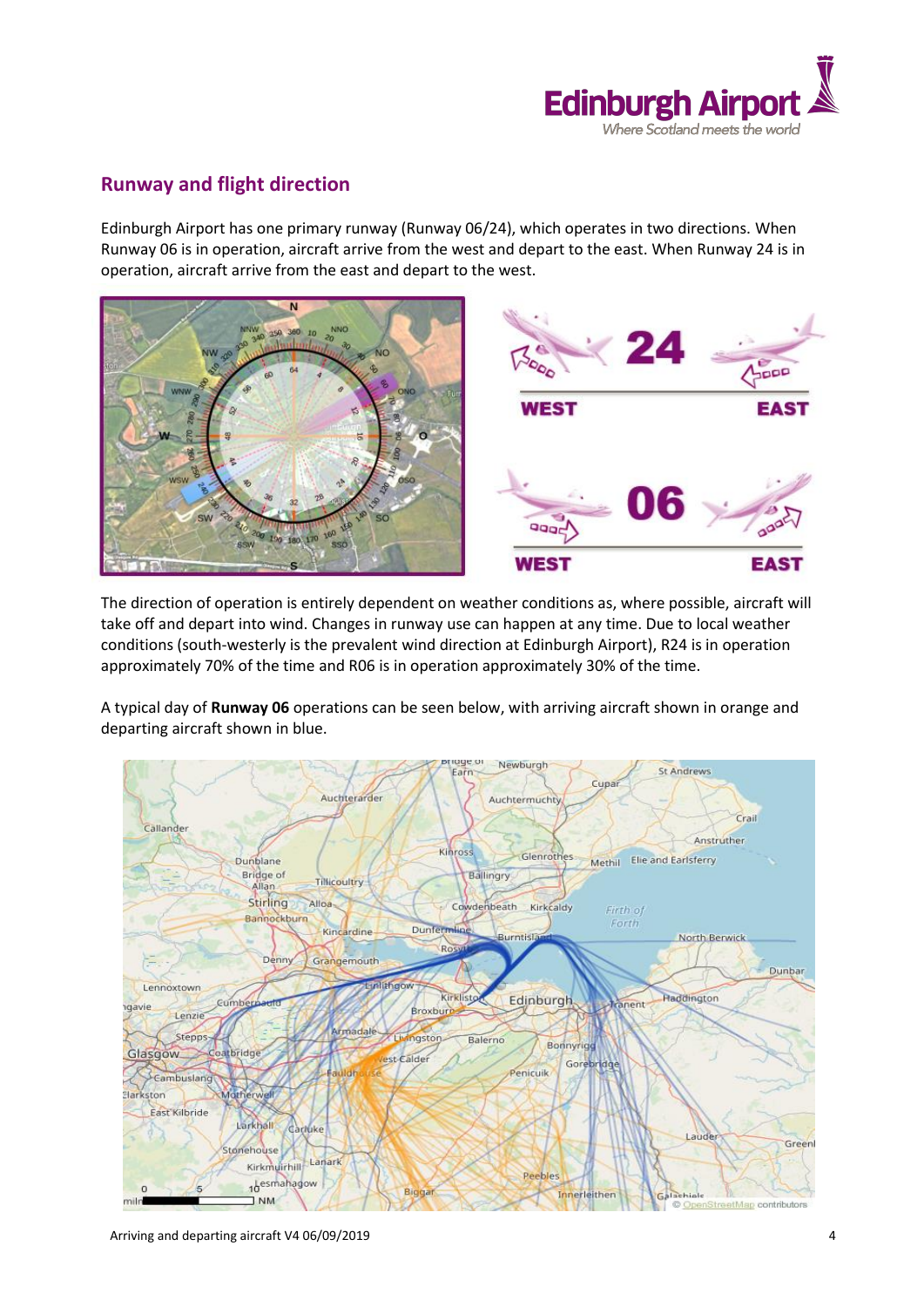## Runway and flight direction

Edinburgh Airport has one primary runway (Runway 06/24), which operates in two directions. When Runway 06 is in operation, aircraft arrive from the west and depart to the east. When Runway 24 is in operation, aircraft arrive from the east and depart to the west.

The direction of operation is entirely dependent on weather conditions as, where possible, aircraft will take off and depart into wind. Changes in runway use can happen at any time. Due to local weather conditions (south-westerly is the prevalent wind direction at Edinburgh Airport), R24 is in operation approximately 70% of the time and R06 is in operation approximately 30% of the time.

A typical day of **Runway 06** operations can be seen below, with arriving aircraft shown in orange and departing aircraft shown in blue.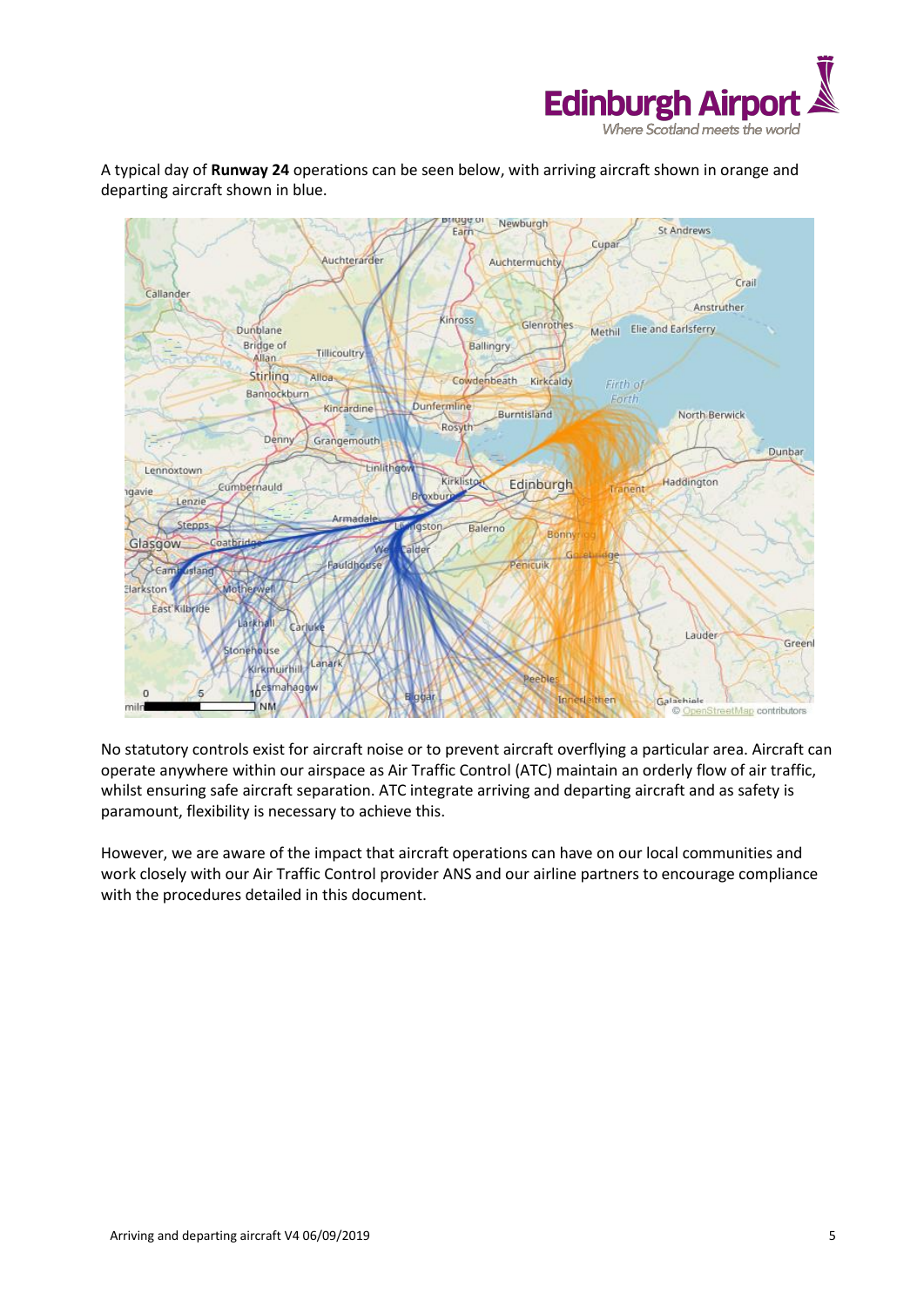A typical day of **Runway 24** operations can be seen below, with arriving aircraft shown in orange and departing aircraft shown in blue.

No statutory controls exist for aircraft noise or to prevent aircraft overflying a particular area. Aircraft can operate anywhere within our airspace as Air Traffic Control (ATC) maintain an orderly flow of air traffic, whilst ensuring safe aircraft separation. ATC integrate arriving and departing aircraft and as safety is paramount, flexibility is necessary to achieve this.

However, we are aware of the impact that aircraft operations can have on our local communities and work closely with our Air Traffic Control provider ANS and our airline partners to encourage compliance with the procedures detailed in this document.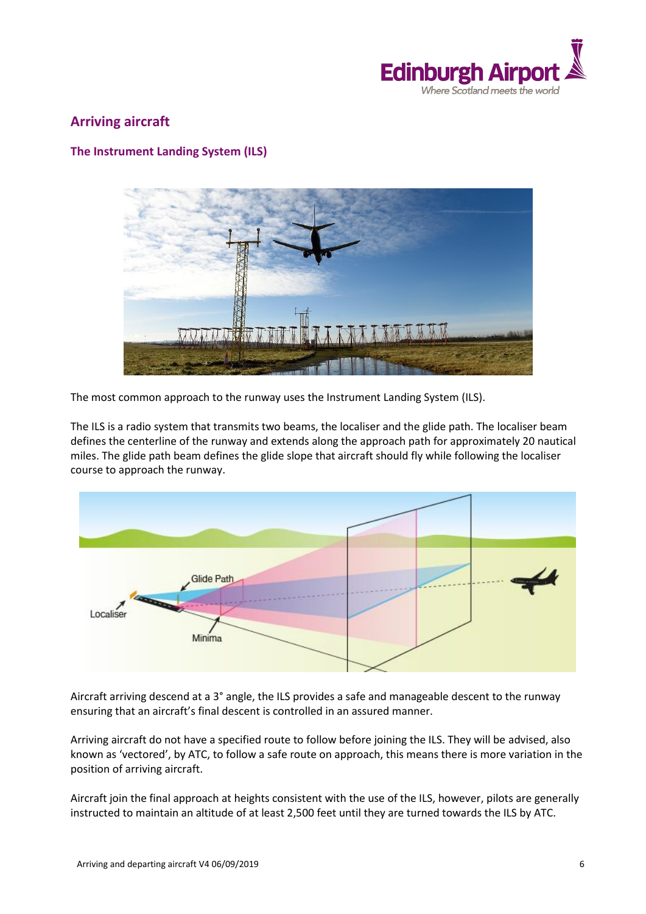## Arriving aircraft

### The Instrument Landing System (ILS)

The most common approach to the runway uses the Instrument Landing System (ILS).

The ILS is a radio system that transmits two beams, the localiser and the glide path. The localiser beam defines the centerline of the runway and extends along the approach path for approximately 20 nautical miles. The glide path beam defines the glide slope that aircraft should fly while following the localiser course to approach the runway.

Aircraft arriving descend at a 3° angle, the ILS provides a safe and manageable descent to the runway ensuring that an aircraft's final descent is controlled in an assured manner.

Arriving aircraft do not have a specified route to follow before joining the ILS. They will be advised, also known as 'vectored', by ATC, to follow a safe route on approach, this means there is more variation in the position of arriving aircraft.

Aircraft join the final approach at heights consistent with the use of the ILS, however, pilots are generally instructed to maintain an altitude of at least 2,500 feet until they are turned towards the ILS by ATC.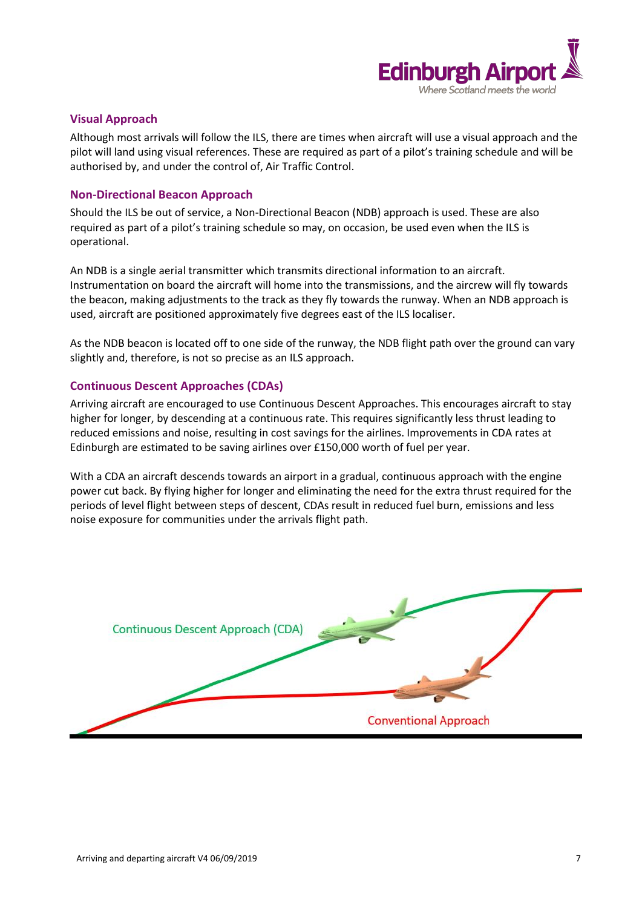## Visual Approach

Although most arrivals will follow the ILS, there are times when aircraft will use a visual approach and the pilot will land using visual references. These are required as part of a pilot's training schedule and will be authorised by, and under the control of, Air Traffic Control.

## Non-Directional Beacon Approach

Should the ILS be out of service, a Non-Directional Beacon (NDB) approach is used. These are also required as part of a pilot's training schedule so may, on occasion, be used even when the ILS is operational.

An NDB is a single aerial transmitter which transmits directional information to an aircraft. Instrumentation on board the aircraft will home into the transmissions, and the aircrew will fly towards the beacon, making adjustments to the track as they fly towards the runway. When an NDB approach is used, aircraft are positioned approximately five degrees east of the ILS localiser.

As the NDB beacon is located off to one side of the runway, the NDB flight path over the ground can vary slightly and, therefore, is not so precise as an ILS approach.

## Continuous Descent Approaches (CDAs)

Arriving aircraft are encouraged to use Continuous Descent Approaches. This encourages aircraft to stay higher for longer, by descending at a continuous rate. This requires significantly less thrust leading to reduced emissions and noise, resulting in cost savings for the airlines. Improvements in CDA rates at Edinburgh are estimated to be saving airlines over £150,000 worth of fuel per year.

With a CDA an aircraft descends towards an airport in a gradual, continuous approach with the engine power cut back. By flying higher for longer and eliminating the need for the extra thrust required for the periods of level flight between steps of descent, CDAs result in reduced fuel burn, emissions and less noise exposure for communities under the arrivals flight path.

Continuous Descent Approach (CDA)

Conventional Approach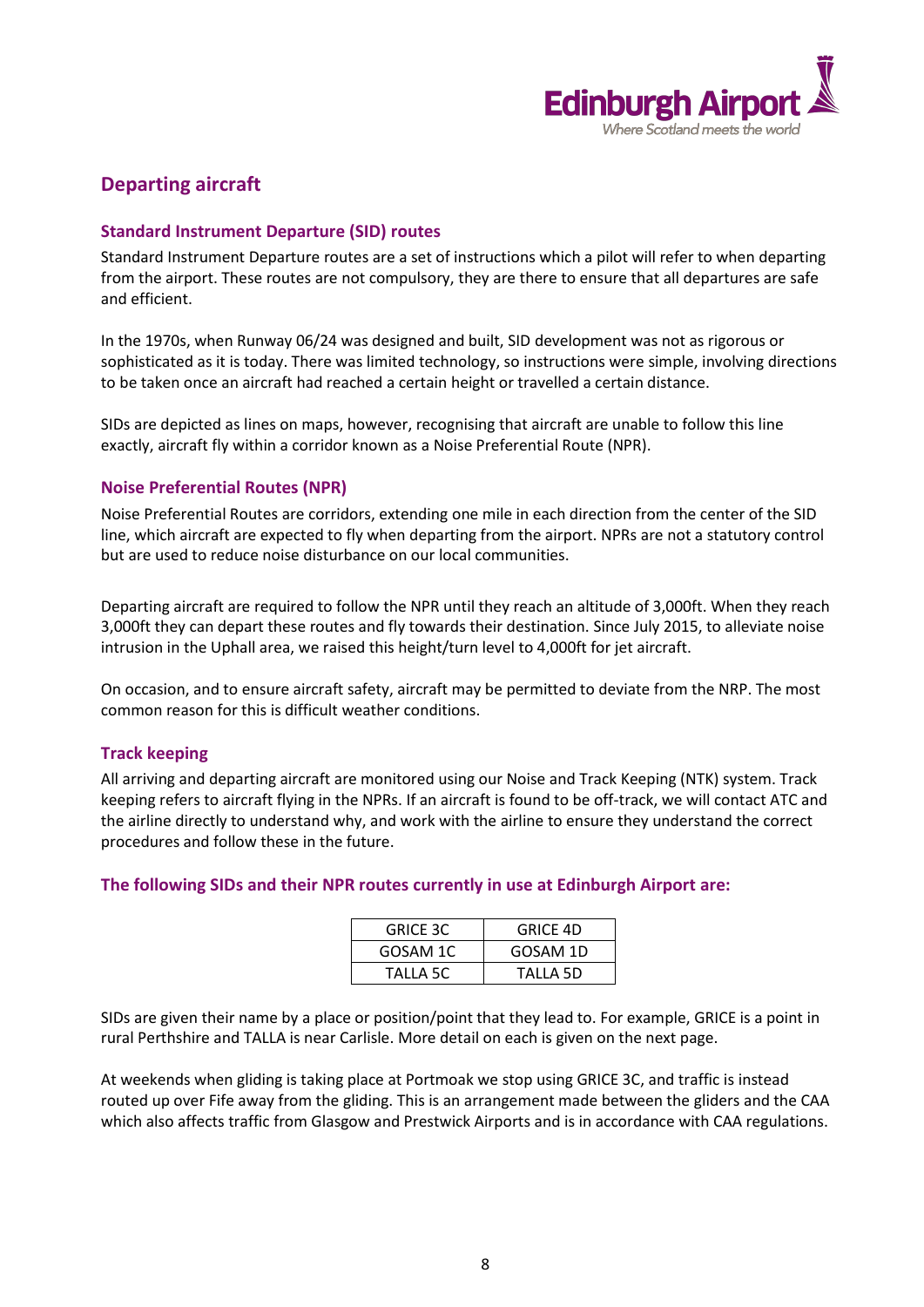## Departing aircraft

### Standard Instrument Departure (SID) routes

Standard Instrument Departure routes are a set of instructions which a pilot will refer to when departing from the airport. These routes are not compulsory, they are there to ensure that all departures are safe and efficient.

In the 1970s, when Runway 06/24 was designed and built, SID development was not as rigorous or sophisticated as it is today. There was limited technology, so instructions were simple, involving directions to be taken once an aircraft had reached a certain height or travelled a certain distance.

SIDs are depicted as lines on maps, however, recognising that aircraft are unable to follow this line exactly, aircraft fly within a corridor known as a Noise Preferential Route (NPR).

### Noise Preferential Routes (NPR)

Noise Preferential Routes are corridors, extending one mile in each direction from the center of the SID line, which aircraft are expected to fly when departing from the airport. NPRs are not a statutory control but are used to reduce noise disturbance on our local communities.

Departing aircraft are required to follow the NPR until they reach an altitude of 3,000ft. When they reach 3,000ft they can depart these routes and fly towards their destination. Since July 2015, to alleviate noise intrusion in the Uphall area, we raised this height/turn level to 4,000ft for jet aircraft.

On occasion, and to ensure aircraft safety, aircraft may be permitted to deviate from the NRP. The most common reason for this is difficult weather conditions.

### Track keeping

All arriving and departing aircraft are monitored using our Noise and Track Keeping (NTK) system. Track keeping refers to aircraft flying in the NPRs. If an aircraft is found to be off-track, we will contact ATC and the airline directly to understand why, and work with the airline to ensure they understand the correct procedures and follow these in the future.

### The following SIDs and their NPR routes currently in use at Edinburgh Airport are:

| | |
|---|---|
| GRICE 3C | GRICE 4D |
| GOSAM 1C | GOSAM 1D |
| TALLA 5C | TALLA 5D |

SIDs are given their name by a place or position/point that they lead to. For example, GRICE is a point in rural Perthshire and TALLA is near Carlisle. More detail on each is given on the next page.

At weekends when gliding is taking place at Portmoak we stop using GRICE 3C, and traffic is instead routed up over Fife away from the gliding. This is an arrangement made between the gliders and the CAA which also affects traffic from Glasgow and Prestwick Airports and is in accordance with CAA regulations.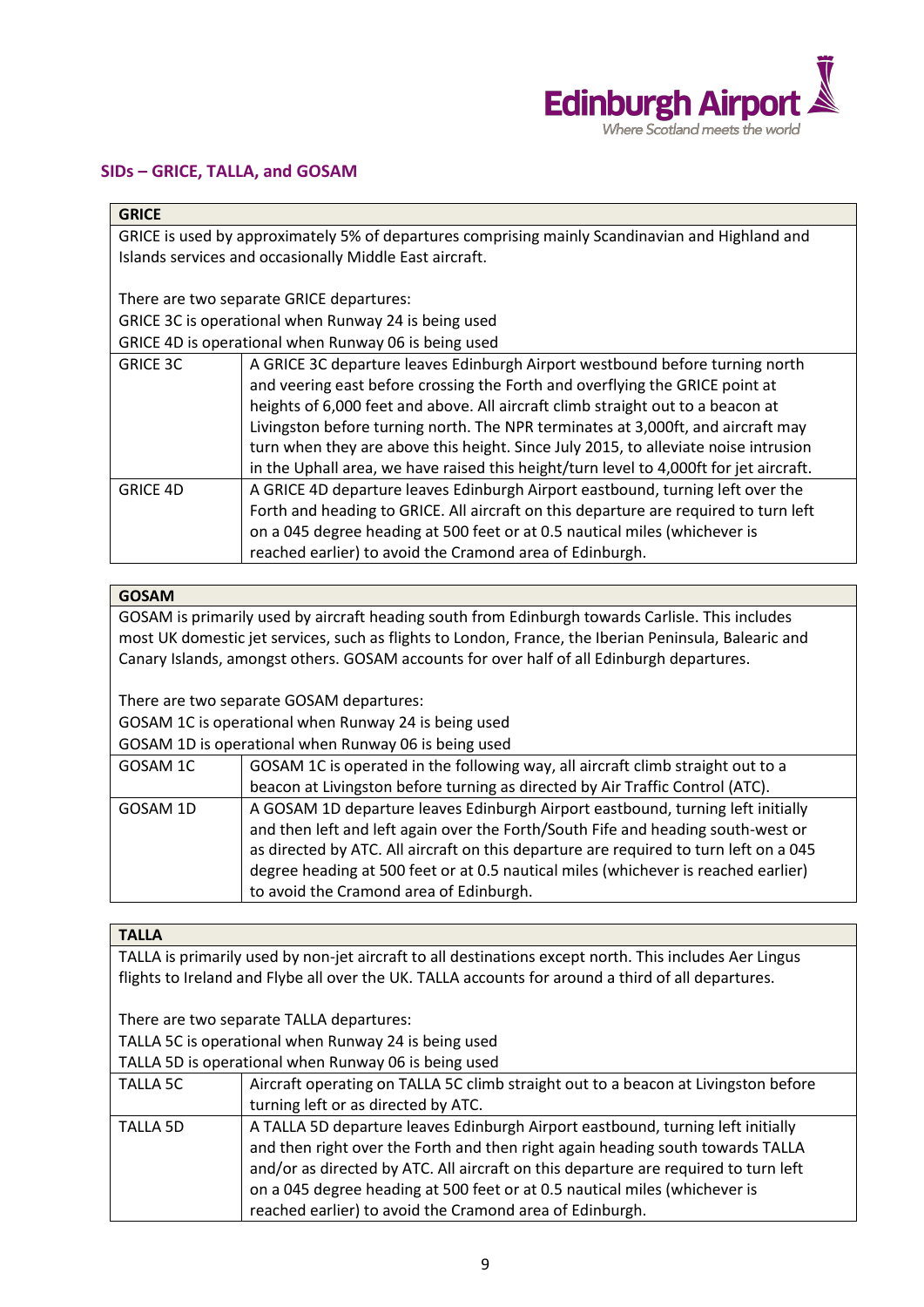## SIDs – GRICE, TALLA, and GOSAM

| GRICE | |
|---|---|
| GRICE is used by approximately 5% of departures comprising mainly Scandinavian and Highland and Islands services and occasionally Middle East aircraft.<br><br>There are two separate GRICE departures:<br>GRICE 3C is operational when Runway 24 is being used<br>GRICE 4D is operational when Runway 06 is being used | |
| GRICE 3C | A GRICE 3C departure leaves Edinburgh Airport westbound before turning north and veering east before crossing the Forth and overflying the GRICE point at heights of 6,000 feet and above. All aircraft climb straight out to a beacon at Livingston before turning north. The NPR terminates at 3,000ft, and aircraft may turn when they are above this height. Since July 2015, to alleviate noise intrusion in the Uphall area, we have raised this height/turn level to 4,000ft for jet aircraft. |
| GRICE 4D | A GRICE 4D departure leaves Edinburgh Airport eastbound, turning left over the Forth and heading to GRICE. All aircraft on this departure are required to turn left on a 045 degree heading at 500 feet or at 0.5 nautical miles (whichever is reached earlier) to avoid the Cramond area of Edinburgh. |

| GOSAM | |
|---|---|
| GOSAM is primarily used by aircraft heading south from Edinburgh towards Carlisle. This includes most UK domestic jet services, such as flights to London, France, the Iberian Peninsula, Balearic and Canary Islands, amongst others. GOSAM accounts for over half of all Edinburgh departures.<br><br>There are two separate GOSAM departures:<br>GOSAM 1C is operational when Runway 24 is being used<br>GOSAM 1D is operational when Runway 06 is being used | |
| GOSAM 1C | GOSAM 1C is operated in the following way, all aircraft climb straight out to a beacon at Livingston before turning as directed by Air Traffic Control (ATC). |
| GOSAM 1D | A GOSAM 1D departure leaves Edinburgh Airport eastbound, turning left initially and then left and left again over the Forth/South Fife and heading south-west or as directed by ATC. All aircraft on this departure are required to turn left on a 045 degree heading at 500 feet or at 0.5 nautical miles (whichever is reached earlier) to avoid the Cramond area of Edinburgh. |

| TALLA | |
|---|---|
| TALLA is primarily used by non-jet aircraft to all destinations except north. This includes Aer Lingus flights to Ireland and Flybe all over the UK. TALLA accounts for around a third of all departures.<br><br>There are two separate TALLA departures:<br>TALLA 5C is operational when Runway 24 is being used<br>TALLA 5D is operational when Runway 06 is being used | |
| TALLA 5C | Aircraft operating on TALLA 5C climb straight out to a beacon at Livingston before turning left or as directed by ATC. |
| TALLA 5D | A TALLA 5D departure leaves Edinburgh Airport eastbound, turning left initially and then right over the Forth and then right again heading south towards TALLA and/or as directed by ATC. All aircraft on this departure are required to turn left on a 045 degree heading at 500 feet or at 0.5 nautical miles (whichever is reached earlier) to avoid the Cramond area of Edinburgh. |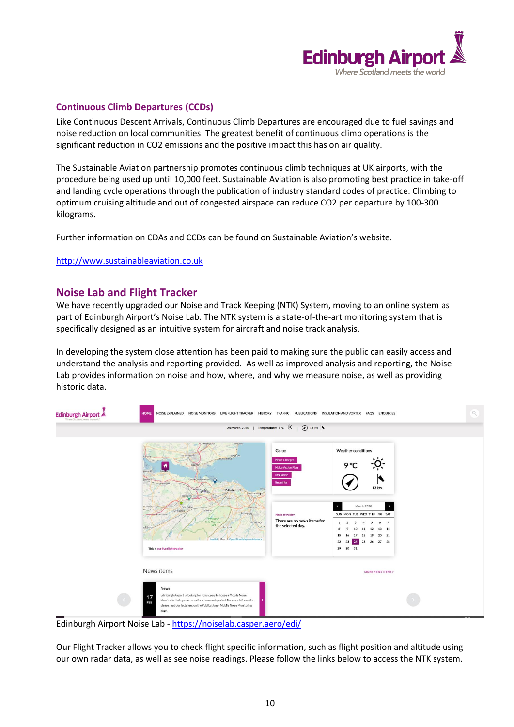## Continuous Climb Departures (CCDs)

Like Continuous Descent Arrivals, Continuous Climb Departures are encouraged due to fuel savings and noise reduction on local communities. The greatest benefit of continuous climb operations is the significant reduction in $CO_2$ emissions and the positive impact this has on air quality.

The Sustainable Aviation partnership promotes continuous climb techniques at UK airports, with the procedure being used up until 10,000 feet. Sustainable Aviation is also promoting best practice in take-off and landing cycle operations through the publication of industry standard codes of practice. Climbing to optimum cruising altitude and out of congested airspace can reduce $CO_2$ per departure by 100-300 kilograms.

Further information on CDAs and CCDs can be found on Sustainable Aviation's website.

http://www.sustainableaviation.co.uk

## Noise Lab and Flight Tracker

We have recently upgraded our Noise and Track Keeping (NTK) System, moving to an online system as part of Edinburgh Airport's Noise Lab. The NTK system is a state-of-the-art monitoring system that is specifically designed as an intuitive system for aircraft and noise track analysis.

In developing the system close attention has been paid to making sure the public can easily access and understand the analysis and reporting provided. As well as improved analysis and reporting, the Noise Lab provides information on noise and how, where, and why we measure noise, as well as providing historic data.

Edinburgh Airport Noise Lab - https://noiselab.casper.aero/edi/

Our Flight Tracker allows you to check flight specific information, such as flight position and altitude using our own radar data, as well as see noise readings. Please follow the links below to access the NTK system.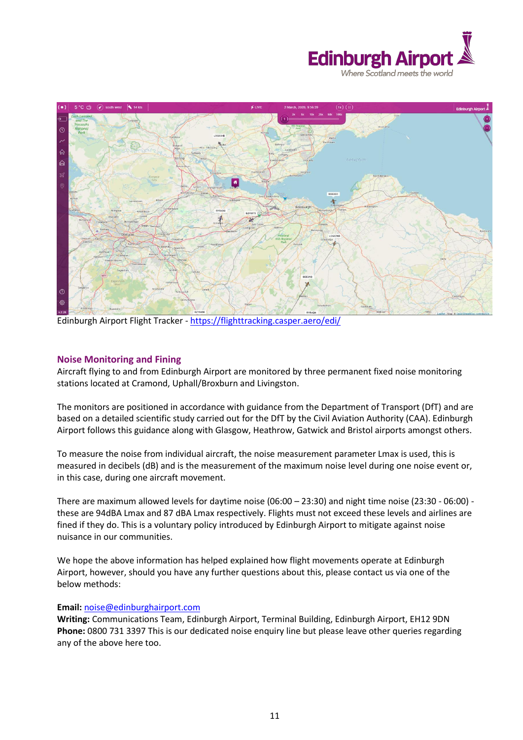Edinburgh Airport Flight Tracker - https://flighttracking.casper.aero/edi/

## Noise Monitoring and Fining

Aircraft flying to and from Edinburgh Airport are monitored by three permanent fixed noise monitoring stations located at Cramond, Uphall/Broxburn and Livingston.

The monitors are positioned in accordance with guidance from the Department of Transport (DfT) and are based on a detailed scientific study carried out for the DfT by the Civil Aviation Authority (CAA). Edinburgh Airport follows this guidance along with Glasgow, Heathrow, Gatwick and Bristol airports amongst others.

To measure the noise from individual aircraft, the noise measurement parameter Lmax is used, this is measured in decibels (dB) and is the measurement of the maximum noise level during one noise event or, in this case, during one aircraft movement.

There are maximum allowed levels for daytime noise (06:00 – 23:30) and night time noise (23:30 - 06:00) - these are 94dBA Lmax and 87 dBA Lmax respectively. Flights must not exceed these levels and airlines are fined if they do. This is a voluntary policy introduced by Edinburgh Airport to mitigate against noise nuisance in our communities.

We hope the above information has helped explained how flight movements operate at Edinburgh Airport, however, should you have any further questions about this, please contact us via one of the below methods:

**Email:** noise@edinburghairport.com
**Writing:** Communications Team, Edinburgh Airport, Terminal Building, Edinburgh Airport, EH12 9DN
**Phone:** 0800 731 3397 This is our dedicated noise enquiry line but please leave other queries regarding any of the above here too.